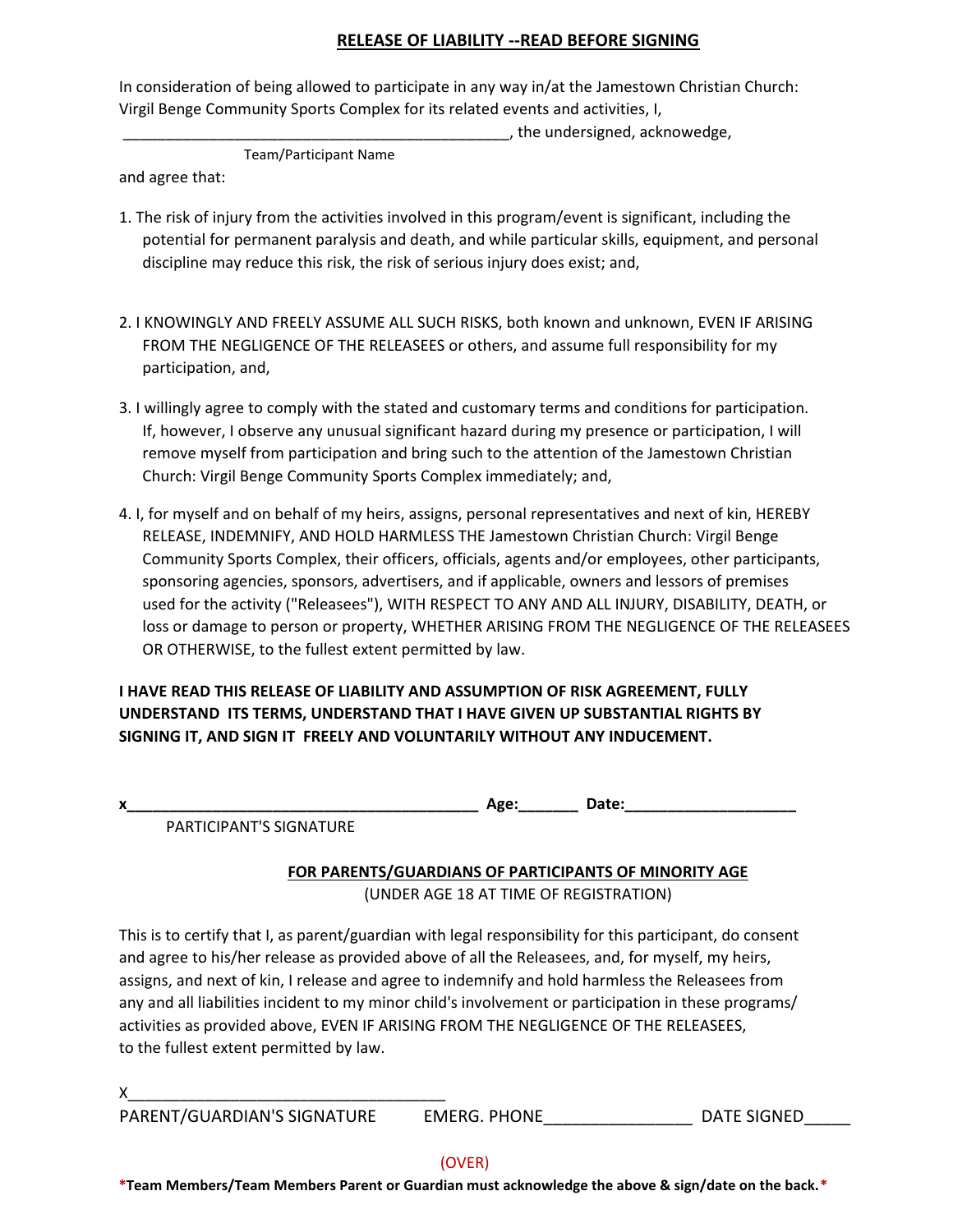## RELEASE OF LIABILITY --READ BEFORE SIGNING

In consideration of being allowed to participate in any way in/at the Jamestown Christian Church: Virgil Benge Community Sports Complex for its related events and activities, I,

_______________________________________________, the undersigned, acknowedge,

Team/Participant Name

and agree that:

1. The risk of injury from the activities involved in this program/event is significant, including the potential for permanent paralysis and death, and while particular skills, equipment, and personal discipline may reduce this risk, the risk of serious injury does exist; and,

2. I KNOWINGLY AND FREELY ASSUME ALL SUCH RISKS, both known and unknown, EVEN IF ARISING FROM THE NEGLIGENCE OF THE RELEASEES or others, and assume full responsibility for my participation, and,

3. I willingly agree to comply with the stated and customary terms and conditions for participation. If, however, I observe any unusual significant hazard during my presence or participation, I will remove myself from participation and bring such to the attention of the Jamestown Christian Church: Virgil Benge Community Sports Complex immediately; and,

4. I, for myself and on behalf of my heirs, assigns, personal representatives and next of kin, HEREBY RELEASE, INDEMNIFY, AND HOLD HARMLESS THE Jamestown Christian Church: Virgil Benge Community Sports Complex, their officers, officials, agents and/or employees, other participants, sponsoring agencies, sponsors, advertisers, and if applicable, owners and lessors of premises used for the activity ("Releasees"), WITH RESPECT TO ANY AND ALL INJURY, DISABILITY, DEATH, or loss or damage to person or property, WHETHER ARISING FROM THE NEGLIGENCE OF THE RELEASEES OR OTHERWISE, to the fullest extent permitted by law.

**I HAVE READ THIS RELEASE OF LIABILITY AND ASSUMPTION OF RISK AGREEMENT, FULLY UNDERSTAND ITS TERMS, UNDERSTAND THAT I HAVE GIVEN UP SUBSTANTIAL RIGHTS BY SIGNING IT, AND SIGN IT FREELY AND VOLUNTARILY WITHOUT ANY INDUCEMENT.**

**x_________________________________________ Age:_______ Date:____________________**

PARTICIPANT'S SIGNATURE

**FOR PARENTS/GUARDIANS OF PARTICIPANTS OF MINORITY AGE**

(UNDER AGE 18 AT TIME OF REGISTRATION)

This is to certify that I, as parent/guardian with legal responsibility for this participant, do consent and agree to his/her release as provided above of all the Releasees, and, for myself, my heirs, assigns, and next of kin, I release and agree to indemnify and hold harmless the Releasees from any and all liabilities incident to my minor child's involvement or participation in these programs/ activities as provided above, EVEN IF ARISING FROM THE NEGLIGENCE OF THE RELEASEES, to the fullest extent permitted by law.

X____________________________________

PARENT/GUARDIAN'S SIGNATURE EMERG. PHONE________________ DATE SIGNED_____

(OVER)

**\*Team Members/Team Members Parent or Guardian must acknowledge the above & sign/date on the back.\***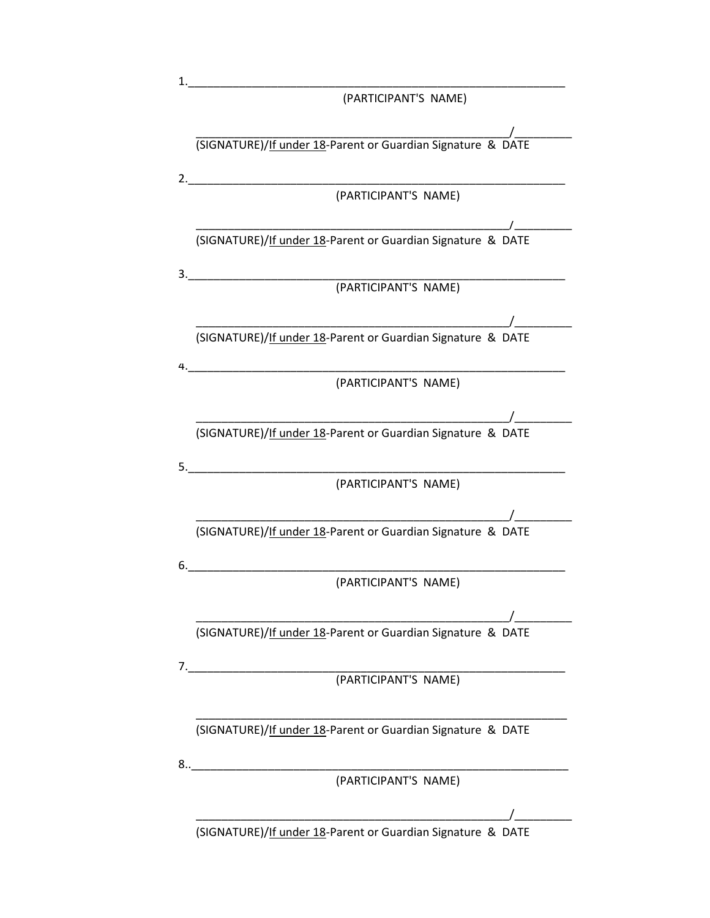1.______________________________________________________________

(PARTICIPANT'S NAME)

___________________________________________________/_________

(SIGNATURE)/<u>If under 18</u>-Parent or Guardian Signature & DATE

2.______________________________________________________________

(PARTICIPANT'S NAME)

___________________________________________________/_________

(SIGNATURE)/<u>If under 18</u>-Parent or Guardian Signature & DATE

3.______________________________________________________________

(PARTICIPANT'S NAME)

___________________________________________________/_________

(SIGNATURE)/<u>If under 18</u>-Parent or Guardian Signature & DATE

4.______________________________________________________________

(PARTICIPANT'S NAME)

___________________________________________________/_________

(SIGNATURE)/<u>If under 18</u>-Parent or Guardian Signature & DATE

5.______________________________________________________________

(PARTICIPANT'S NAME)

___________________________________________________/_________

(SIGNATURE)/<u>If under 18</u>-Parent or Guardian Signature & DATE

6.______________________________________________________________

(PARTICIPANT'S NAME)

___________________________________________________/_________

(SIGNATURE)/<u>If under 18</u>-Parent or Guardian Signature & DATE

7.______________________________________________________________

(PARTICIPANT'S NAME)

_____________________________________________________________

(SIGNATURE)/<u>If under 18</u>-Parent or Guardian Signature & DATE

8..______________________________________________________________

(PARTICIPANT'S NAME)

___________________________________________________/_________

(SIGNATURE)/<u>If under 18</u>-Parent or Guardian Signature & DATE